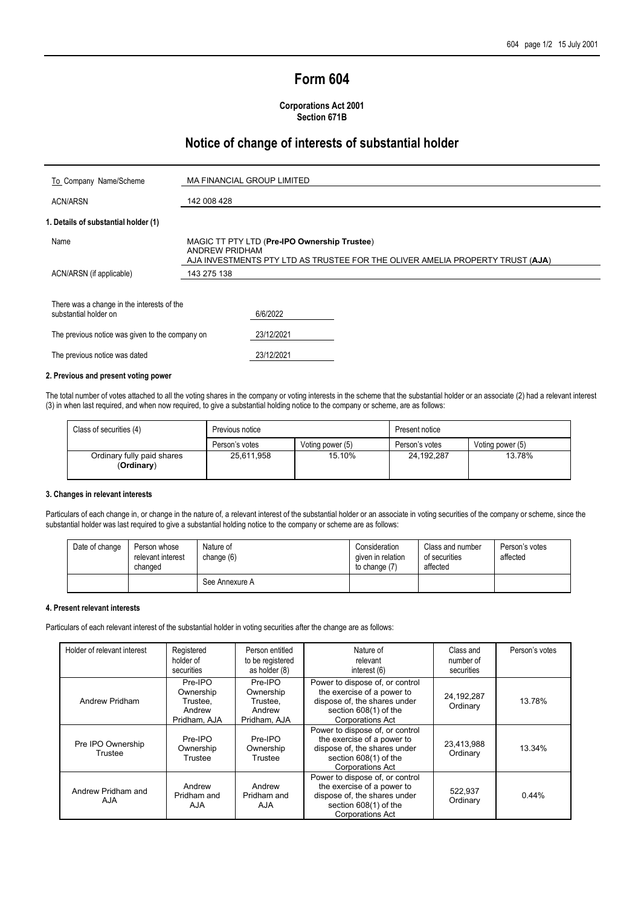# Form 604

**Corporations Act 2001**
**Section 671B**

## Notice of change of interests of substantial holder

| | |
|---|---|
| To Company Name/Scheme | MA FINANCIAL GROUP LIMITED |
| ACN/ARSN | 142 008 428 |

**1. Details of substantial holder (1)**

| | |
|---|---|
| Name | MAGIC TT PTY LTD (**Pre-IPO Ownership Trustee**)<br>ANDREW PRIDHAM<br>AJA INVESTMENTS PTY LTD AS TRUSTEE FOR THE OLIVER AMELIA PROPERTY TRUST (**AJA**) |
| ACN/ARSN (if applicable) | 143 275 138 |

| | |
|---|---|
| There was a change in the interests of the substantial holder on | 6/6/2022 |
| The previous notice was given to the company on | 23/12/2021 |
| The previous notice was dated | 23/12/2021 |

**2. Previous and present voting power**

The total number of votes attached to all the voting shares in the company or voting interests in the scheme that the substantial holder or an associate (2) had a relevant interest (3) in when last required, and when now required, to give a substantial holding notice to the company or scheme, are as follows:

| Class of securities (4) | Previous notice | | Present notice | |
|---|---|---|---|---|
| | Person's votes | Voting power (5) | Person's votes | Voting power (5) |
| Ordinary fully paid shares (**Ordinary**) | 25,611,958 | 15.10% | 24,192,287 | 13.78% |

**3. Changes in relevant interests**

Particulars of each change in, or change in the nature of, a relevant interest of the substantial holder or an associate in voting securities of the company or scheme, since the substantial holder was last required to give a substantial holding notice to the company or scheme are as follows:

| Date of change | Person whose relevant interest changed | Nature of change (6) | Consideration given in relation to change (7) | Class and number of securities affected | Person's votes affected |
|---|---|---|---|---|---|
| | | See Annexure A | | | |

**4. Present relevant interests**

Particulars of each relevant interest of the substantial holder in voting securities after the change are as follows:

| Holder of relevant interest | Registered holder of securities | Person entitled to be registered as holder (8) | Nature of relevant interest (6) | Class and number of securities | Person's votes |
|---|---|---|---|---|---|
| Andrew Pridham | Pre-IPO Ownership Trustee, Andrew Pridham, AJA | Pre-IPO Ownership Trustee, Andrew Pridham, AJA | Power to dispose of, or control the exercise of a power to dispose of, the shares under section 608(1) of the Corporations Act | 24,192,287 Ordinary | 13.78% |
| Pre IPO Ownership Trustee | Pre-IPO Ownership Trustee | Pre-IPO Ownership Trustee | Power to dispose of, or control the exercise of a power to dispose of, the shares under section 608(1) of the Corporations Act | 23,413,988 Ordinary | 13.34% |
| Andrew Pridham and AJA | Andrew Pridham and AJA | Andrew Pridham and AJA | Power to dispose of, or control the exercise of a power to dispose of, the shares under section 608(1) of the Corporations Act | 522,937 Ordinary | 0.44% |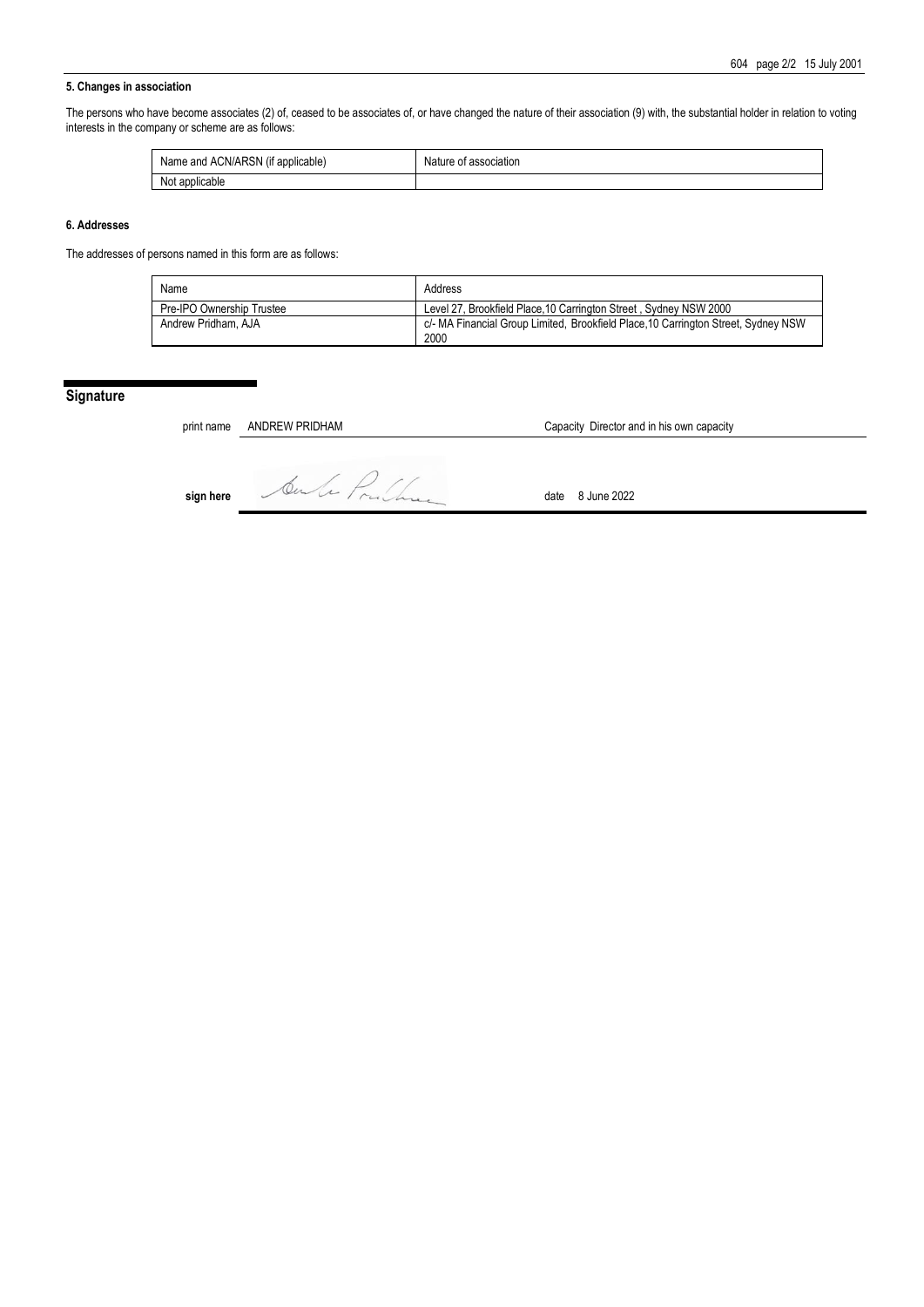### 5. Changes in association

The persons who have become associates (2) of, ceased to be associates of, or have changed the nature of their association (9) with, the substantial holder in relation to voting interests in the company or scheme are as follows:

| Name and ACN/ARSN (if applicable) | Nature of association |
|---|---|
| Not applicable | |

### 6. Addresses

The addresses of persons named in this form are as follows:

| Name | Address |
|---|---|
| Pre-IPO Ownership Trustee | Level 27, Brookfield Place,10 Carrington Street , Sydney NSW 2000 |
| Andrew Pridham, AJA | c/- MA Financial Group Limited, Brookfield Place,10 Carrington Street, Sydney NSW 2000 |

## Signature

print name ANDREW PRIDHAM

Capacity Director and in his own capacity

**sign here**

date 8 June 2022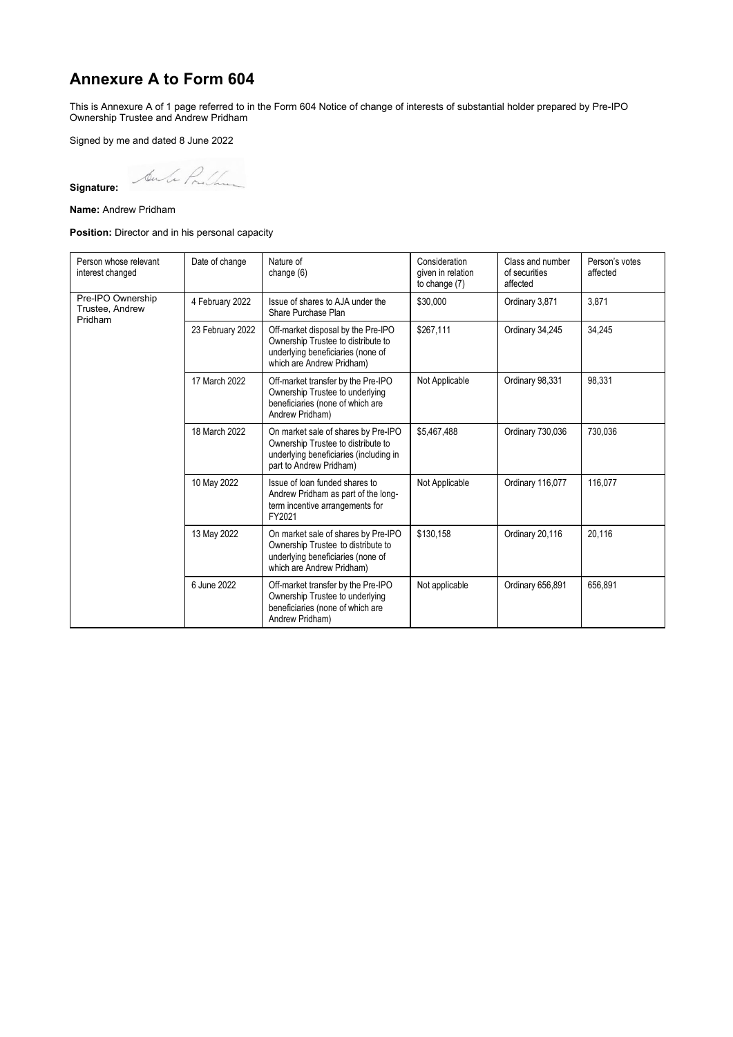# Annexure A to Form 604

This is Annexure A of 1 page referred to in the Form 604 Notice of change of interests of substantial holder prepared by Pre-IPO Ownership Trustee and Andrew Pridham

Signed by me and dated 8 June 2022

**Signature:**

**Name:** Andrew Pridham

**Position:** Director and in his personal capacity

| Person whose relevant interest changed | Date of change | Nature of change (6) | Consideration given in relation to change (7) | Class and number of securities affected | Person's votes affected |
|---|---|---|---|---|---|
| Pre-IPO Ownership Trustee, Andrew Pridham | 4 February 2022 | Issue of shares to AJA under the Share Purchase Plan | $30,000 | Ordinary 3,871 | 3,871 |
| | 23 February 2022 | Off-market disposal by the Pre-IPO Ownership Trustee to distribute to underlying beneficiaries (none of which are Andrew Pridham) | $267,111 | Ordinary 34,245 | 34,245 |
| | 17 March 2022 | Off-market transfer by the Pre-IPO Ownership Trustee to underlying beneficiaries (none of which are Andrew Pridham) | Not Applicable | Ordinary 98,331 | 98,331 |
| | 18 March 2022 | On market sale of shares by Pre-IPO Ownership Trustee to distribute to underlying beneficiaries (including in part to Andrew Pridham) | $5,467,488 | Ordinary 730,036 | 730,036 |
| | 10 May 2022 | Issue of loan funded shares to Andrew Pridham as part of the long-term incentive arrangements for FY2021 | Not Applicable | Ordinary 116,077 | 116,077 |
| | 13 May 2022 | On market sale of shares by Pre-IPO Ownership Trustee to distribute to underlying beneficiaries (none of which are Andrew Pridham) | $130,158 | Ordinary 20,116 | 20,116 |
| | 6 June 2022 | Off-market transfer by the Pre-IPO Ownership Trustee to underlying beneficiaries (none of which are Andrew Pridham) | Not applicable | Ordinary 656,891 | 656,891 |